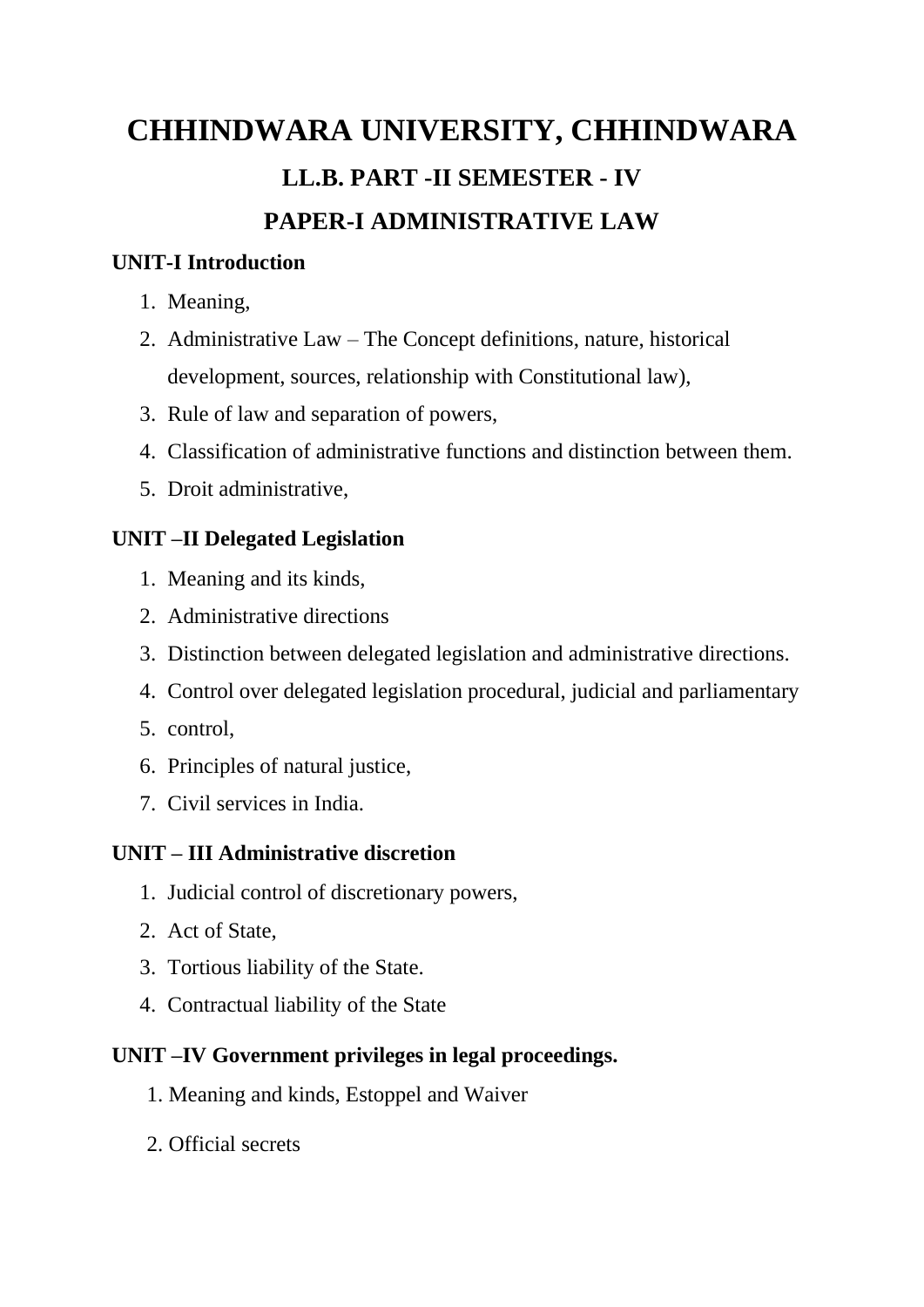# CHHINDWARA UNIVERSITY, CHHINDWARA

## LL.B. PART -II SEMESTER - IV

## PAPER-I ADMINISTRATIVE LAW

**UNIT-I Introduction**

1. Meaning,
2. Administrative Law – The Concept definitions, nature, historical development, sources, relationship with Constitutional law),
3. Rule of law and separation of powers,
4. Classification of administrative functions and distinction between them.
5. Droit administrative,

**UNIT –II Delegated Legislation**

1. Meaning and its kinds,
2. Administrative directions
3. Distinction between delegated legislation and administrative directions.
4. Control over delegated legislation procedural, judicial and parliamentary
5. control,
6. Principles of natural justice,
7. Civil services in India.

**UNIT – III Administrative discretion**

1. Judicial control of discretionary powers,
2. Act of State,
3. Tortious liability of the State.
4. Contractual liability of the State

**UNIT –IV Government privileges in legal proceedings.**

1. Meaning and kinds, Estoppel and Waiver
2. Official secrets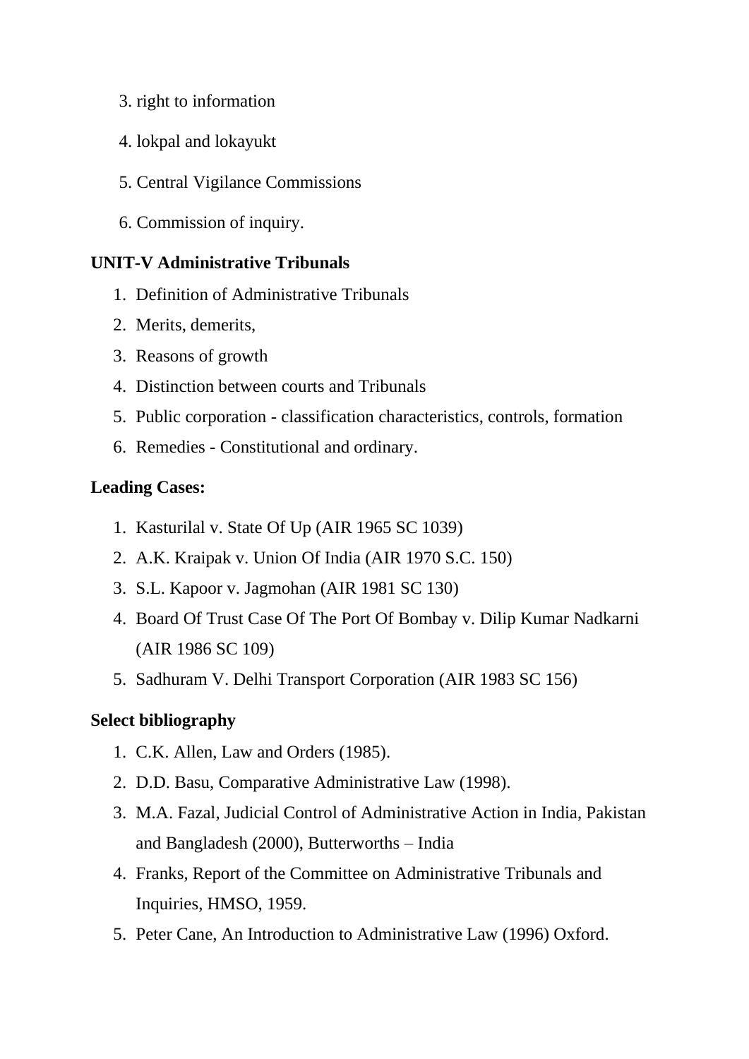3. right to information
4. lokpal and lokayukt
5. Central Vigilance Commissions
6. Commission of inquiry.

**UNIT-V Administrative Tribunals**

1. Definition of Administrative Tribunals
2. Merits, demerits,
3. Reasons of growth
4. Distinction between courts and Tribunals
5. Public corporation - classification characteristics, controls, formation
6. Remedies - Constitutional and ordinary.

**Leading Cases:**

1. Kasturilal v. State Of Up (AIR 1965 SC 1039)
2. A.K. Kraipak v. Union Of India (AIR 1970 S.C. 150)
3. S.L. Kapoor v. Jagmohan (AIR 1981 SC 130)
4. Board Of Trust Case Of The Port Of Bombay v. Dilip Kumar Nadkarni (AIR 1986 SC 109)
5. Sadhuram V. Delhi Transport Corporation (AIR 1983 SC 156)

**Select bibliography**

1. C.K. Allen, Law and Orders (1985).
2. D.D. Basu, Comparative Administrative Law (1998).
3. M.A. Fazal, Judicial Control of Administrative Action in India, Pakistan and Bangladesh (2000), Butterworths – India
4. Franks, Report of the Committee on Administrative Tribunals and Inquiries, HMSO, 1959.
5. Peter Cane, An Introduction to Administrative Law (1996) Oxford.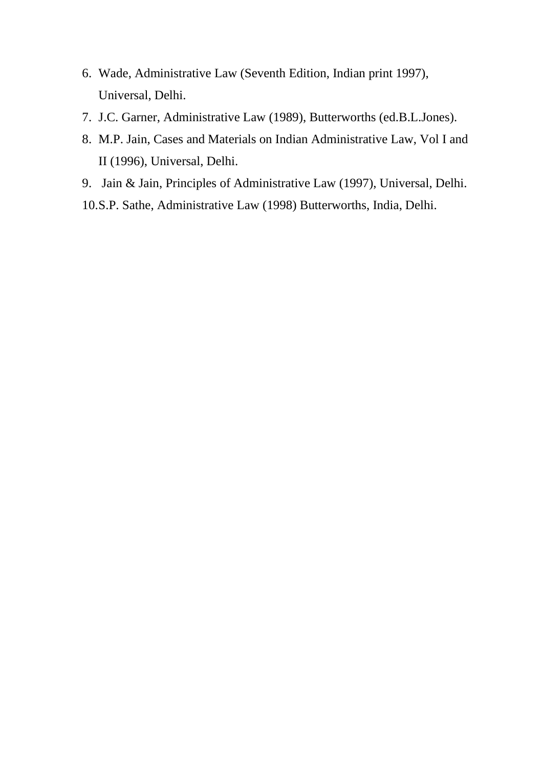6. Wade, Administrative Law (Seventh Edition, Indian print 1997), Universal, Delhi.
7. J.C. Garner, Administrative Law (1989), Butterworths (ed.B.L.Jones).
8. M.P. Jain, Cases and Materials on Indian Administrative Law, Vol I and II (1996), Universal, Delhi.
9. Jain & Jain, Principles of Administrative Law (1997), Universal, Delhi.
10. S.P. Sathe, Administrative Law (1998) Butterworths, India, Delhi.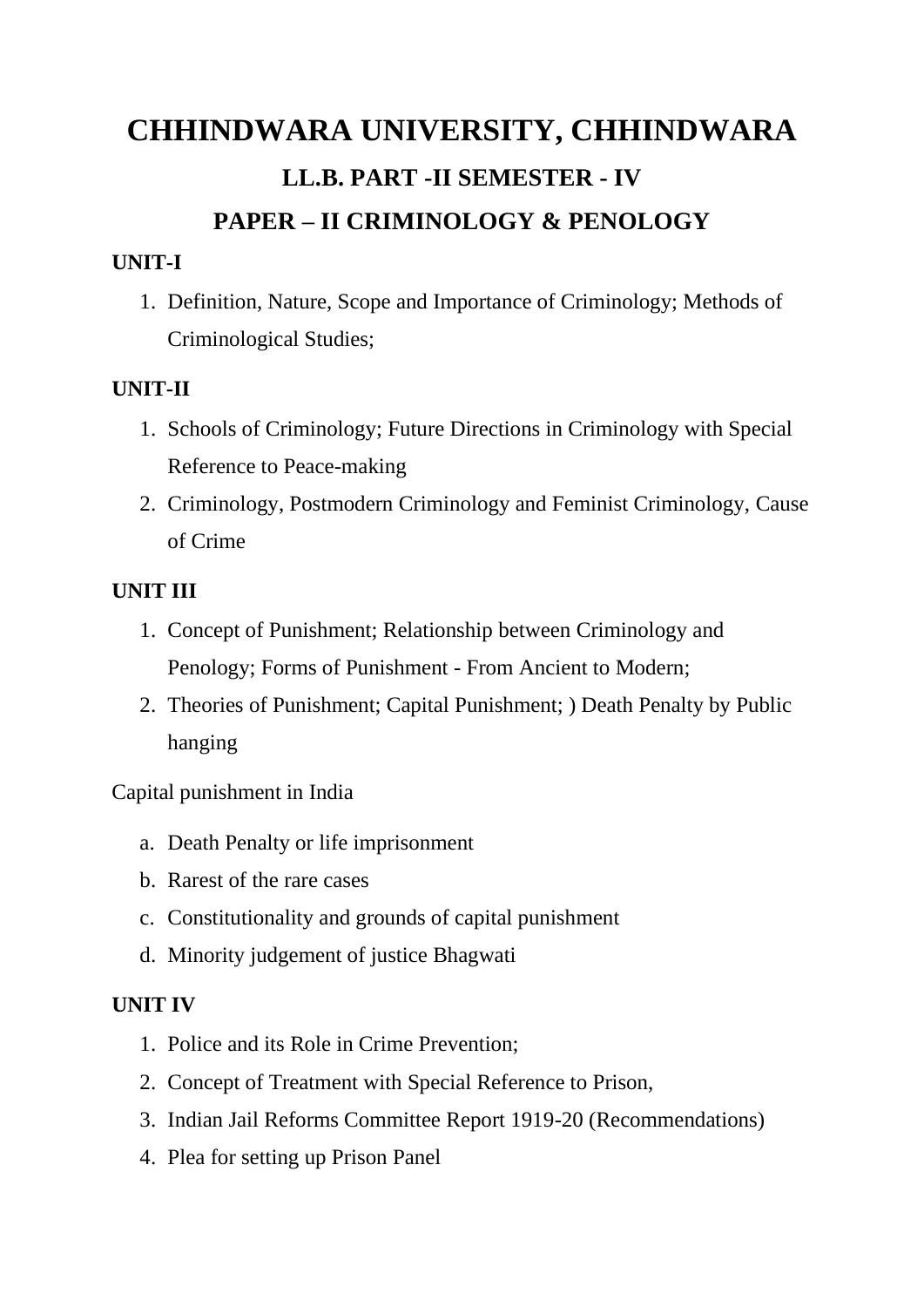# CHHINDWARA UNIVERSITY, CHHINDWARA

## LL.B. PART -II SEMESTER - IV

## PAPER – II CRIMINOLOGY & PENOLOGY

**UNIT-I**

1. Definition, Nature, Scope and Importance of Criminology; Methods of Criminological Studies;

**UNIT-II**

1. Schools of Criminology; Future Directions in Criminology with Special Reference to Peace-making
2. Criminology, Postmodern Criminology and Feminist Criminology, Cause of Crime

**UNIT III**

1. Concept of Punishment; Relationship between Criminology and Penology; Forms of Punishment - From Ancient to Modern;
2. Theories of Punishment; Capital Punishment; ) Death Penalty by Public hanging

Capital punishment in India

a. Death Penalty or life imprisonment
b. Rarest of the rare cases
c. Constitutionality and grounds of capital punishment
d. Minority judgement of justice Bhagwati

**UNIT IV**

1. Police and its Role in Crime Prevention;
2. Concept of Treatment with Special Reference to Prison,
3. Indian Jail Reforms Committee Report 1919-20 (Recommendations)
4. Plea for setting up Prison Panel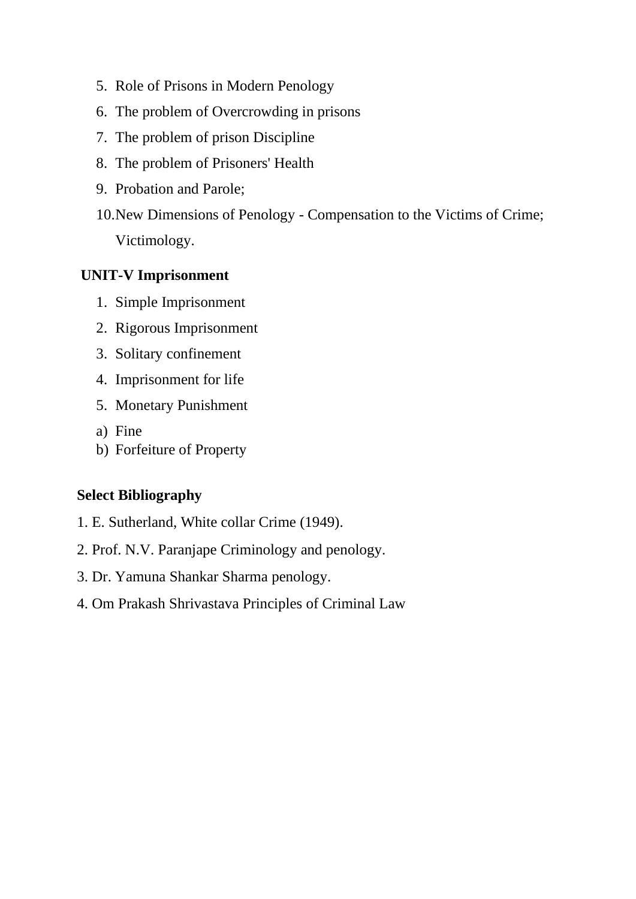5. Role of Prisons in Modern Penology
6. The problem of Overcrowding in prisons
7. The problem of prison Discipline
8. The problem of Prisoners' Health
9. Probation and Parole;
10. New Dimensions of Penology - Compensation to the Victims of Crime; Victimology.

**UNIT-V Imprisonment**

1. Simple Imprisonment
2. Rigorous Imprisonment
3. Solitary confinement
4. Imprisonment for life
5. Monetary Punishment

a) Fine
b) Forfeiture of Property

**Select Bibliography**

1. E. Sutherland, White collar Crime (1949).
2. Prof. N.V. Paranjape Criminology and penology.
3. Dr. Yamuna Shankar Sharma penology.
4. Om Prakash Shrivastava Principles of Criminal Law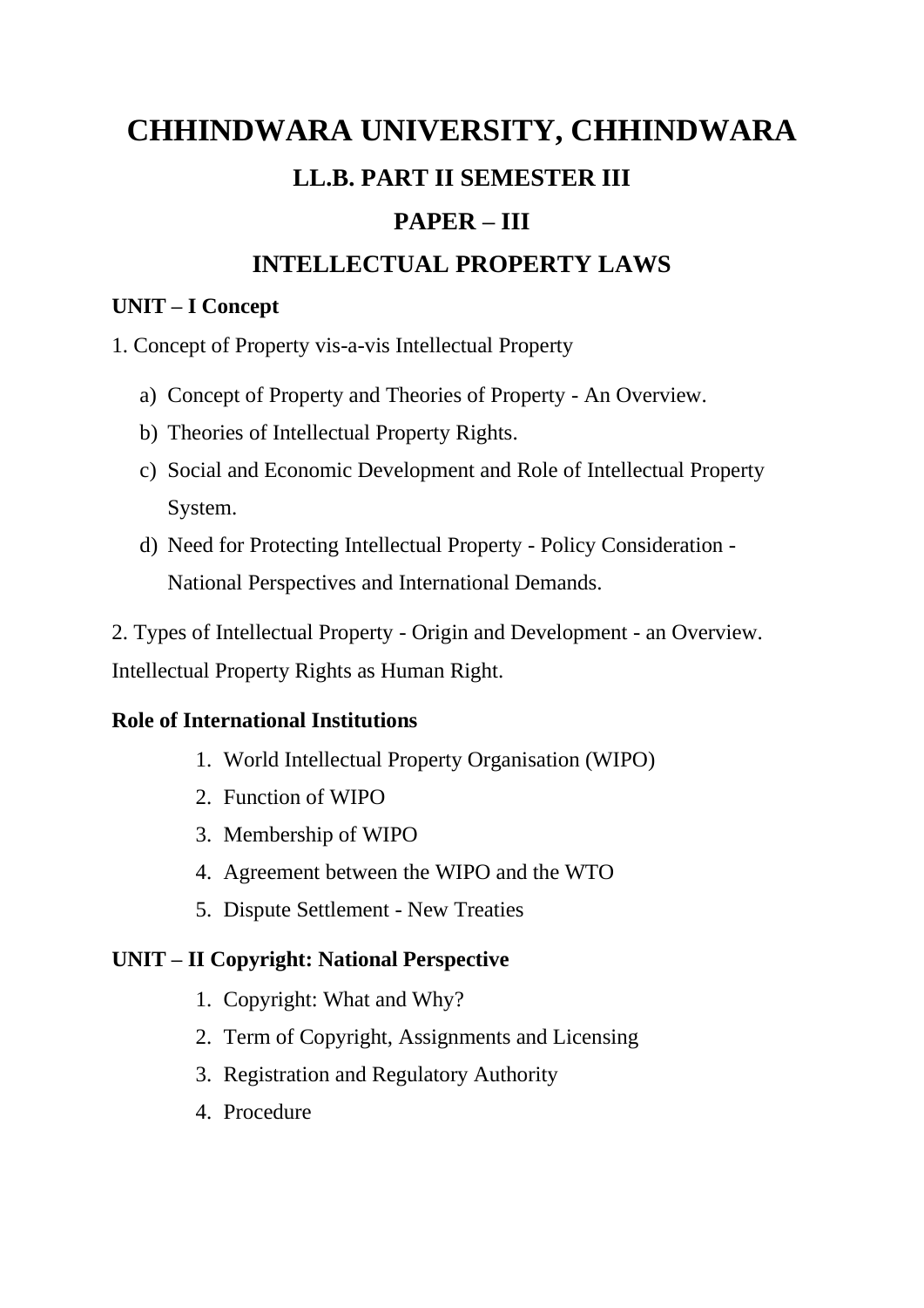# CHHINDWARA UNIVERSITY, CHHINDWARA

## LL.B. PART II SEMESTER III

## PAPER – III

## INTELLECTUAL PROPERTY LAWS

**UNIT – I Concept**

1. Concept of Property vis-a-vis Intellectual Property

   a) Concept of Property and Theories of Property - An Overview.
   b) Theories of Intellectual Property Rights.
   c) Social and Economic Development and Role of Intellectual Property System.
   d) Need for Protecting Intellectual Property - Policy Consideration - National Perspectives and International Demands.

2. Types of Intellectual Property - Origin and Development - an Overview. Intellectual Property Rights as Human Right.

**Role of International Institutions**

1. World Intellectual Property Organisation (WIPO)
2. Function of WIPO
3. Membership of WIPO
4. Agreement between the WIPO and the WTO
5. Dispute Settlement - New Treaties

**UNIT – II Copyright: National Perspective**

1. Copyright: What and Why?
2. Term of Copyright, Assignments and Licensing
3. Registration and Regulatory Authority
4. Procedure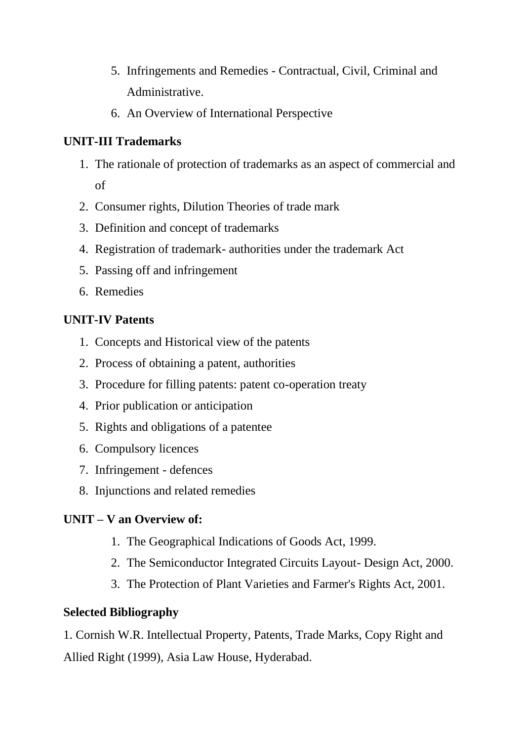5. Infringements and Remedies - Contractual, Civil, Criminal and Administrative.
6. An Overview of International Perspective

**UNIT-III Trademarks**

1. The rationale of protection of trademarks as an aspect of commercial and of
2. Consumer rights, Dilution Theories of trade mark
3. Definition and concept of trademarks
4. Registration of trademark- authorities under the trademark Act
5. Passing off and infringement
6. Remedies

**UNIT-IV Patents**

1. Concepts and Historical view of the patents
2. Process of obtaining a patent, authorities
3. Procedure for filling patents: patent co-operation treaty
4. Prior publication or anticipation
5. Rights and obligations of a patentee
6. Compulsory licences
7. Infringement - defences
8. Injunctions and related remedies

**UNIT – V an Overview of:**

1. The Geographical Indications of Goods Act, 1999.
2. The Semiconductor Integrated Circuits Layout- Design Act, 2000.
3. The Protection of Plant Varieties and Farmer's Rights Act, 2001.

**Selected Bibliography**

1. Cornish W.R. Intellectual Property, Patents, Trade Marks, Copy Right and Allied Right (1999), Asia Law House, Hyderabad.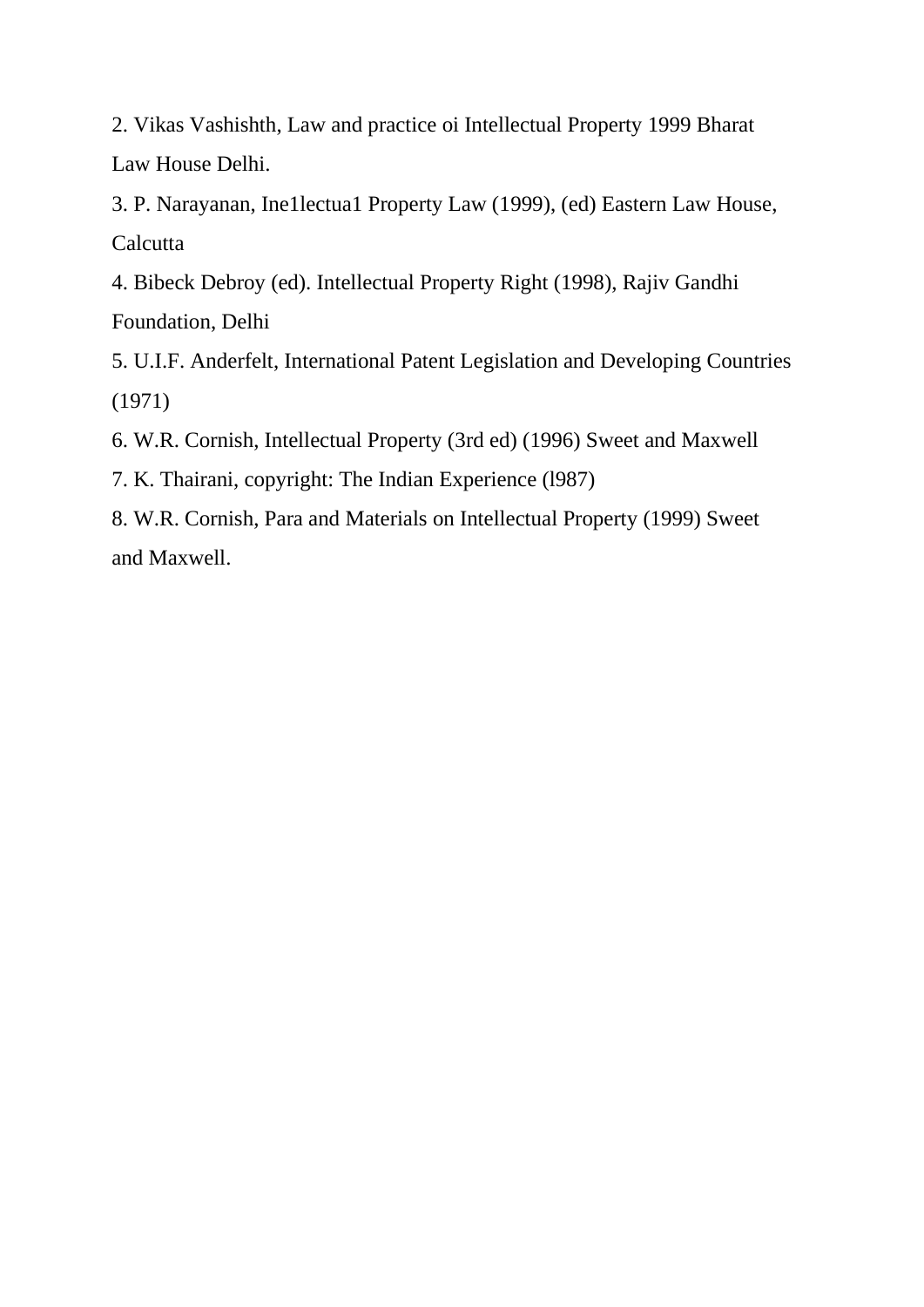2. Vikas Vashishth, Law and practice oi Intellectual Property 1999 Bharat Law House Delhi.

3. P. Narayanan, Ine1lectua1 Property Law (1999), (ed) Eastern Law House, Calcutta

4. Bibeck Debroy (ed). Intellectual Property Right (1998), Rajiv Gandhi Foundation, Delhi

5. U.I.F. Anderfelt, International Patent Legislation and Developing Countries (1971)

6. W.R. Cornish, Intellectual Property (3rd ed) (1996) Sweet and Maxwell

7. K. Thairani, copyright: The Indian Experience (l987)

8. W.R. Cornish, Para and Materials on Intellectual Property (1999) Sweet and Maxwell.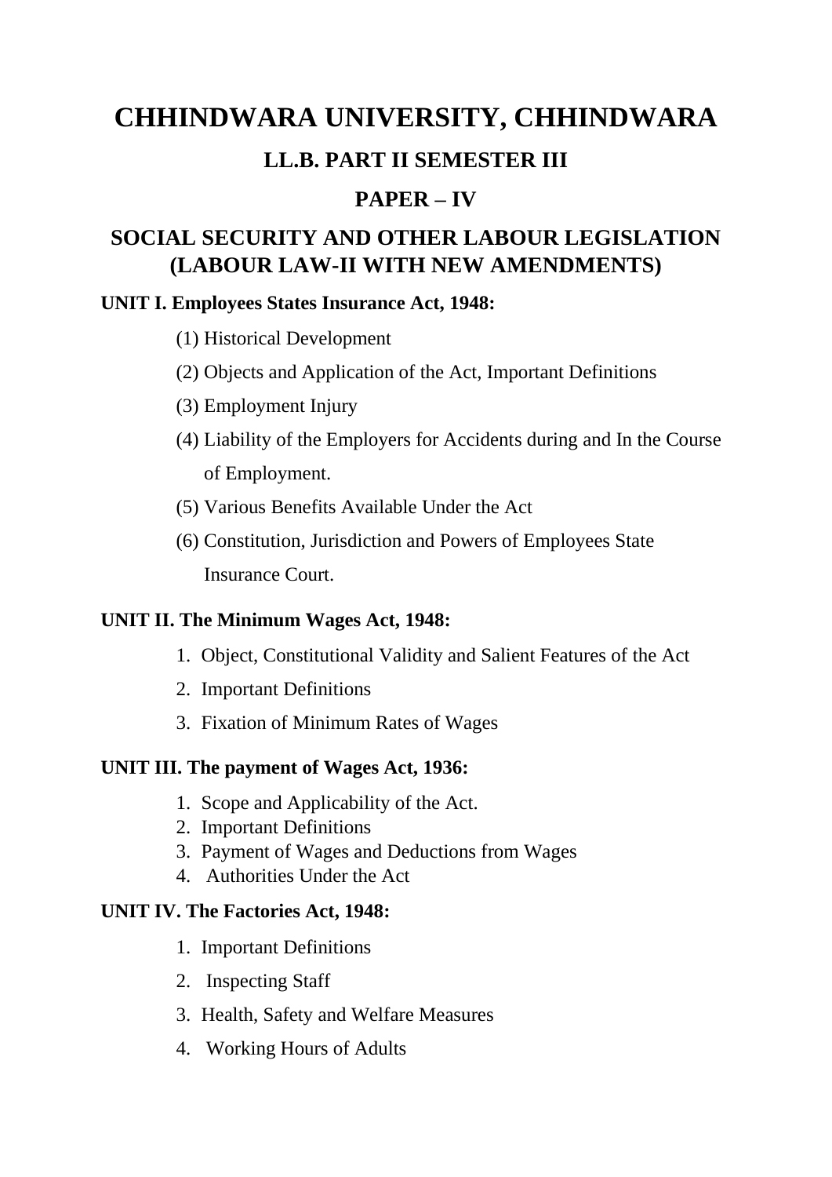# CHHINDWARA UNIVERSITY, CHHINDWARA

## LL.B. PART II SEMESTER III

## PAPER – IV

## SOCIAL SECURITY AND OTHER LABOUR LEGISLATION (LABOUR LAW-II WITH NEW AMENDMENTS)

**UNIT I. Employees States Insurance Act, 1948:**

(1) Historical Development

(2) Objects and Application of the Act, Important Definitions

(3) Employment Injury

(4) Liability of the Employers for Accidents during and In the Course of Employment.

(5) Various Benefits Available Under the Act

(6) Constitution, Jurisdiction and Powers of Employees State Insurance Court.

**UNIT II. The Minimum Wages Act, 1948:**

1. Object, Constitutional Validity and Salient Features of the Act
2. Important Definitions
3. Fixation of Minimum Rates of Wages

**UNIT III. The payment of Wages Act, 1936:**

1. Scope and Applicability of the Act.
2. Important Definitions
3. Payment of Wages and Deductions from Wages
4. Authorities Under the Act

**UNIT IV. The Factories Act, 1948:**

1. Important Definitions
2. Inspecting Staff
3. Health, Safety and Welfare Measures
4. Working Hours of Adults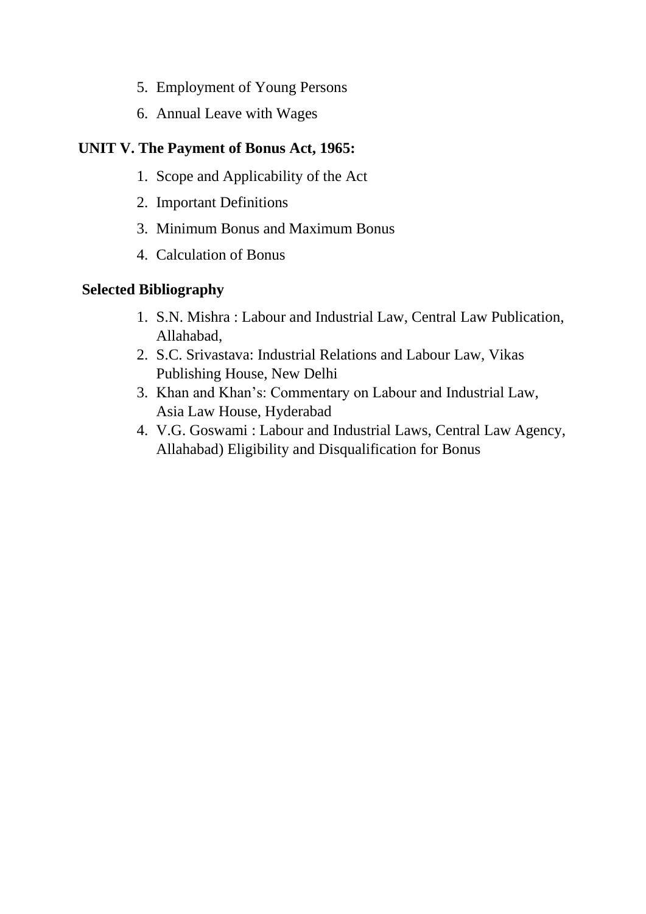5. Employment of Young Persons
6. Annual Leave with Wages

**UNIT V. The Payment of Bonus Act, 1965:**

1. Scope and Applicability of the Act
2. Important Definitions
3. Minimum Bonus and Maximum Bonus
4. Calculation of Bonus

**Selected Bibliography**

1. S.N. Mishra : Labour and Industrial Law, Central Law Publication, Allahabad,
2. S.C. Srivastava: Industrial Relations and Labour Law, Vikas Publishing House, New Delhi
3. Khan and Khan's: Commentary on Labour and Industrial Law, Asia Law House, Hyderabad
4. V.G. Goswami : Labour and Industrial Laws, Central Law Agency, Allahabad) Eligibility and Disqualification for Bonus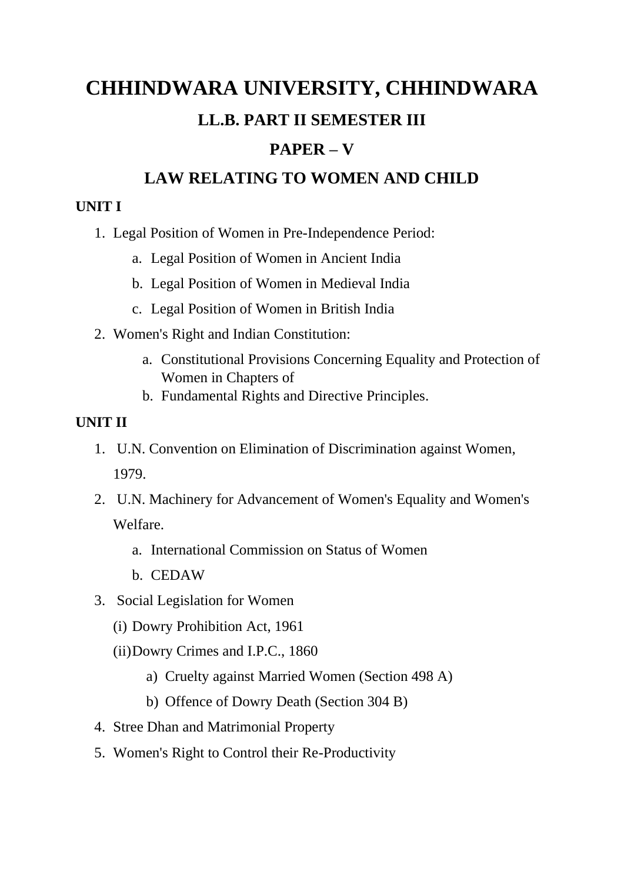# CHHINDWARA UNIVERSITY, CHHINDWARA

## LL.B. PART II SEMESTER III

## PAPER – V

## LAW RELATING TO WOMEN AND CHILD

**UNIT I**

1. Legal Position of Women in Pre-Independence Period:
    a. Legal Position of Women in Ancient India
    b. Legal Position of Women in Medieval India
    c. Legal Position of Women in British India
2. Women's Right and Indian Constitution:
    a. Constitutional Provisions Concerning Equality and Protection of Women in Chapters of
    b. Fundamental Rights and Directive Principles.

**UNIT II**

1. U.N. Convention on Elimination of Discrimination against Women, 1979.
2. U.N. Machinery for Advancement of Women's Equality and Women's Welfare.
    a. International Commission on Status of Women
    b. CEDAW
3. Social Legislation for Women
    (i) Dowry Prohibition Act, 1961
    (ii) Dowry Crimes and I.P.C., 1860
        a) Cruelty against Married Women (Section 498 A)
        b) Offence of Dowry Death (Section 304 B)
4. Stree Dhan and Matrimonial Property
5. Women's Right to Control their Re-Productivity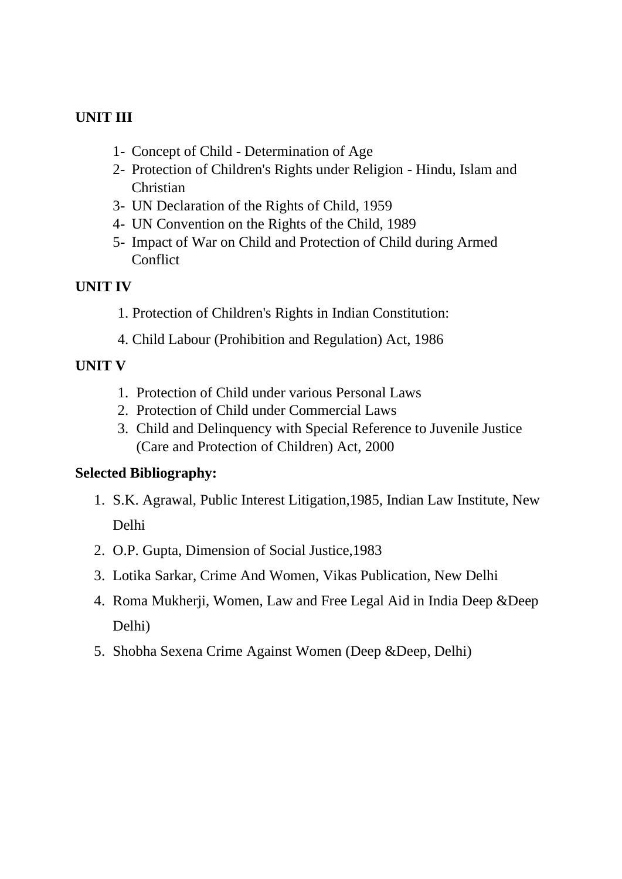**UNIT III**

1- Concept of Child - Determination of Age
2- Protection of Children's Rights under Religion - Hindu, Islam and Christian
3- UN Declaration of the Rights of Child, 1959
4- UN Convention on the Rights of the Child, 1989
5- Impact of War on Child and Protection of Child during Armed Conflict

**UNIT IV**

1. Protection of Children's Rights in Indian Constitution:

4. Child Labour (Prohibition and Regulation) Act, 1986

**UNIT V**

1. Protection of Child under various Personal Laws
2. Protection of Child under Commercial Laws
3. Child and Delinquency with Special Reference to Juvenile Justice (Care and Protection of Children) Act, 2000

**Selected Bibliography:**

1. S.K. Agrawal, Public Interest Litigation,1985, Indian Law Institute, New Delhi
2. O.P. Gupta, Dimension of Social Justice,1983
3. Lotika Sarkar, Crime And Women, Vikas Publication, New Delhi
4. Roma Mukherji, Women, Law and Free Legal Aid in India Deep &Deep Delhi)
5. Shobha Sexena Crime Against Women (Deep &Deep, Delhi)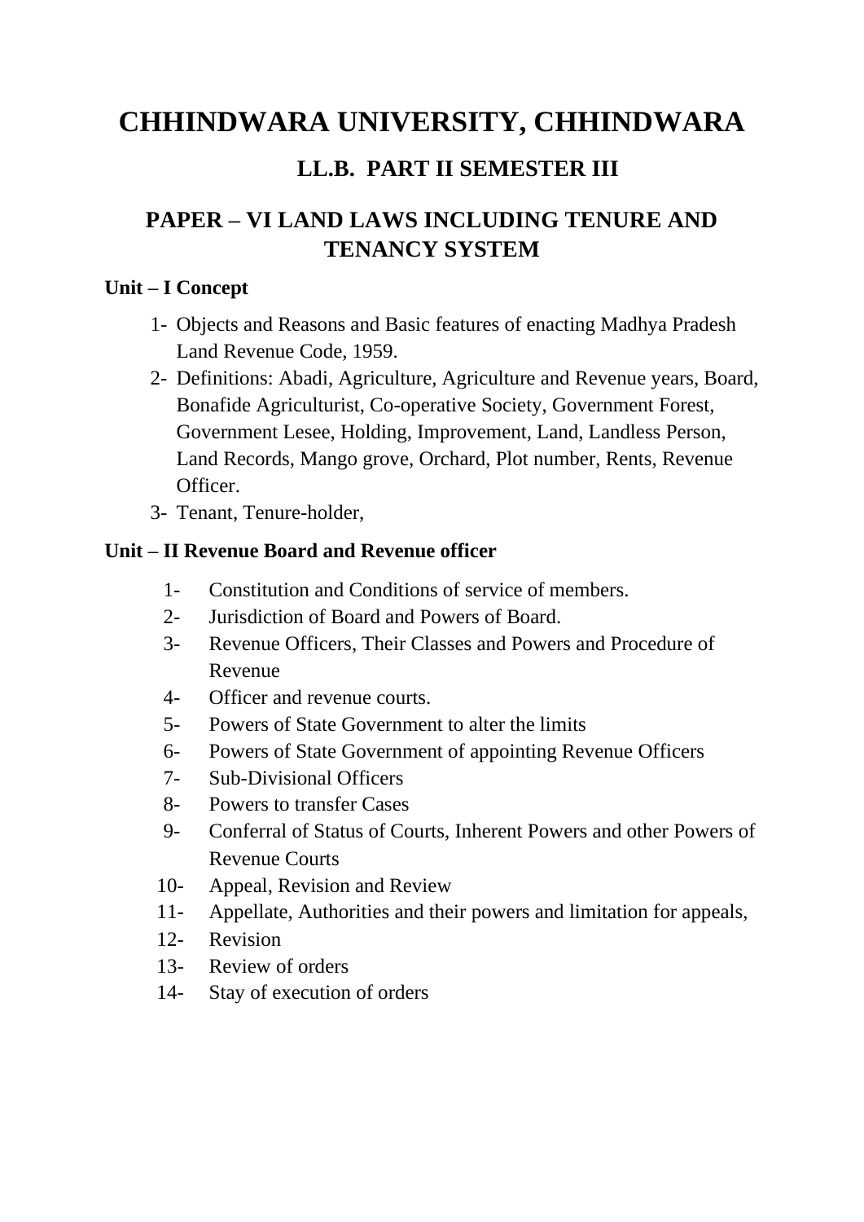# CHHINDWARA UNIVERSITY, CHHINDWARA

## LL.B. PART II SEMESTER III

## PAPER – VI LAND LAWS INCLUDING TENURE AND TENANCY SYSTEM

**Unit – I Concept**

1- Objects and Reasons and Basic features of enacting Madhya Pradesh Land Revenue Code, 1959.
2- Definitions: Abadi, Agriculture, Agriculture and Revenue years, Board, Bonafide Agriculturist, Co-operative Society, Government Forest, Government Lesee, Holding, Improvement, Land, Landless Person, Land Records, Mango grove, Orchard, Plot number, Rents, Revenue Officer.
3- Tenant, Tenure-holder,

**Unit – II Revenue Board and Revenue officer**

1- Constitution and Conditions of service of members.
2- Jurisdiction of Board and Powers of Board.
3- Revenue Officers, Their Classes and Powers and Procedure of Revenue
4- Officer and revenue courts.
5- Powers of State Government to alter the limits
6- Powers of State Government of appointing Revenue Officers
7- Sub-Divisional Officers
8- Powers to transfer Cases
9- Conferral of Status of Courts, Inherent Powers and other Powers of Revenue Courts
10- Appeal, Revision and Review
11- Appellate, Authorities and their powers and limitation for appeals,
12- Revision
13- Review of orders
14- Stay of execution of orders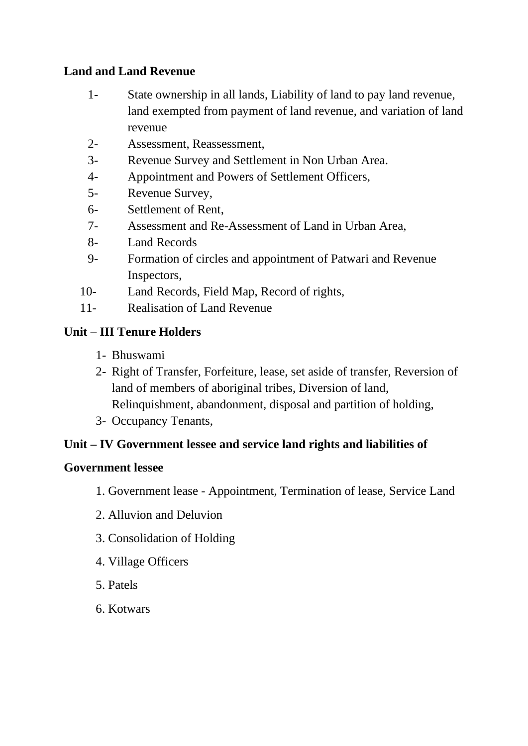**Land and Land Revenue**

1- State ownership in all lands, Liability of land to pay land revenue, land exempted from payment of land revenue, and variation of land revenue
2- Assessment, Reassessment,
3- Revenue Survey and Settlement in Non Urban Area.
4- Appointment and Powers of Settlement Officers,
5- Revenue Survey,
6- Settlement of Rent,
7- Assessment and Re-Assessment of Land in Urban Area,
8- Land Records
9- Formation of circles and appointment of Patwari and Revenue Inspectors,
10- Land Records, Field Map, Record of rights,
11- Realisation of Land Revenue

**Unit – III Tenure Holders**

1- Bhuswami
2- Right of Transfer, Forfeiture, lease, set aside of transfer, Reversion of land of members of aboriginal tribes, Diversion of land, Relinquishment, abandonment, disposal and partition of holding,
3- Occupancy Tenants,

**Unit – IV Government lessee and service land rights and liabilities of Government lessee**

1. Government lease - Appointment, Termination of lease, Service Land
2. Alluvion and Deluvion
3. Consolidation of Holding
4. Village Officers
5. Patels
6. Kotwars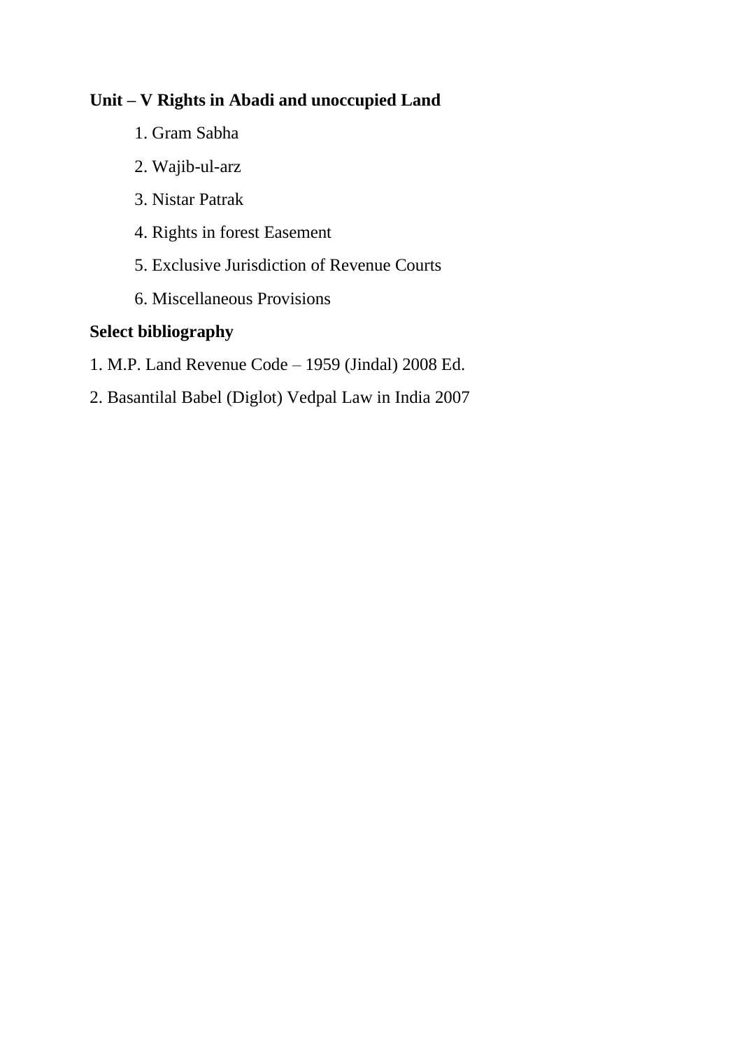**Unit – V Rights in Abadi and unoccupied Land**

1. Gram Sabha
2. Wajib-ul-arz
3. Nistar Patrak
4. Rights in forest Easement
5. Exclusive Jurisdiction of Revenue Courts
6. Miscellaneous Provisions

**Select bibliography**

1. M.P. Land Revenue Code – 1959 (Jindal) 2008 Ed.
2. Basantilal Babel (Diglot) Vedpal Law in India 2007